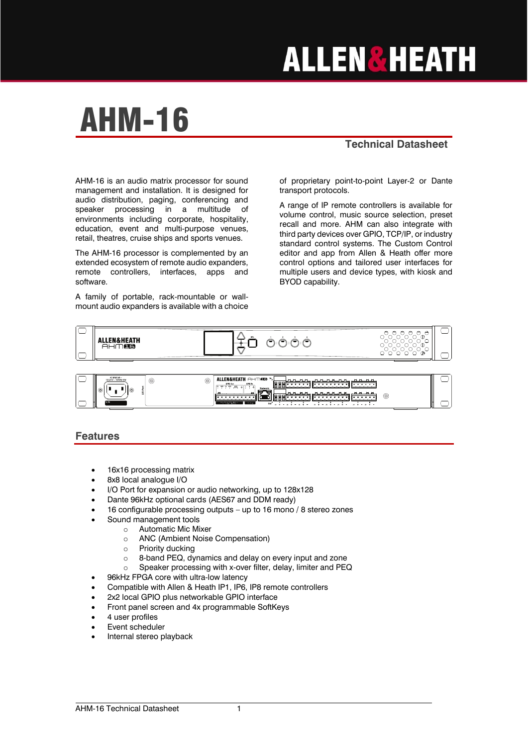# AHM-16

## Technical Datasheet

AHM-16 is an audio matrix processor for sound management and installation. It is designed for audio distribution, paging, conferencing and speaker processing in a multitude of environments including corporate, hospitality, education, event and multi-purpose venues, retail, theatres, cruise ships and sports venues.

The AHM-16 processor is complemented by an extended ecosystem of remote audio expanders, remote controllers, interfaces, apps and software.

A family of portable, rack-mountable or wall-mount audio expanders is available with a choice of proprietary point-to-point Layer-2 or Dante transport protocols.

A range of IP remote controllers is available for volume control, music source selection, preset recall and more. AHM can also integrate with third party devices over GPIO, TCP/IP, or industry standard control systems. The Custom Control editor and app from Allen & Heath offer more control options and tailored user interfaces for multiple users and device types, with kiosk and BYOD capability.

## Features

- 16x16 processing matrix
- 8x8 local analogue I/O
- I/O Port for expansion or audio networking, up to 128x128
- Dante 96kHz optional cards (AES67 and DDM ready)
- 16 configurable processing outputs – up to 16 mono / 8 stereo zones
- Sound management tools
  - Automatic Mic Mixer
  - ANC (Ambient Noise Compensation)
  - Priority ducking
  - 8-band PEQ, dynamics and delay on every input and zone
  - Speaker processing with x-over filter, delay, limiter and PEQ
- 96kHz FPGA core with ultra-low latency
- Compatible with Allen & Heath IP1, IP6, IP8 remote controllers
- 2x2 local GPIO plus networkable GPIO interface
- Front panel screen and 4x programmable SoftKeys
- 4 user profiles
- Event scheduler
- Internal stereo playback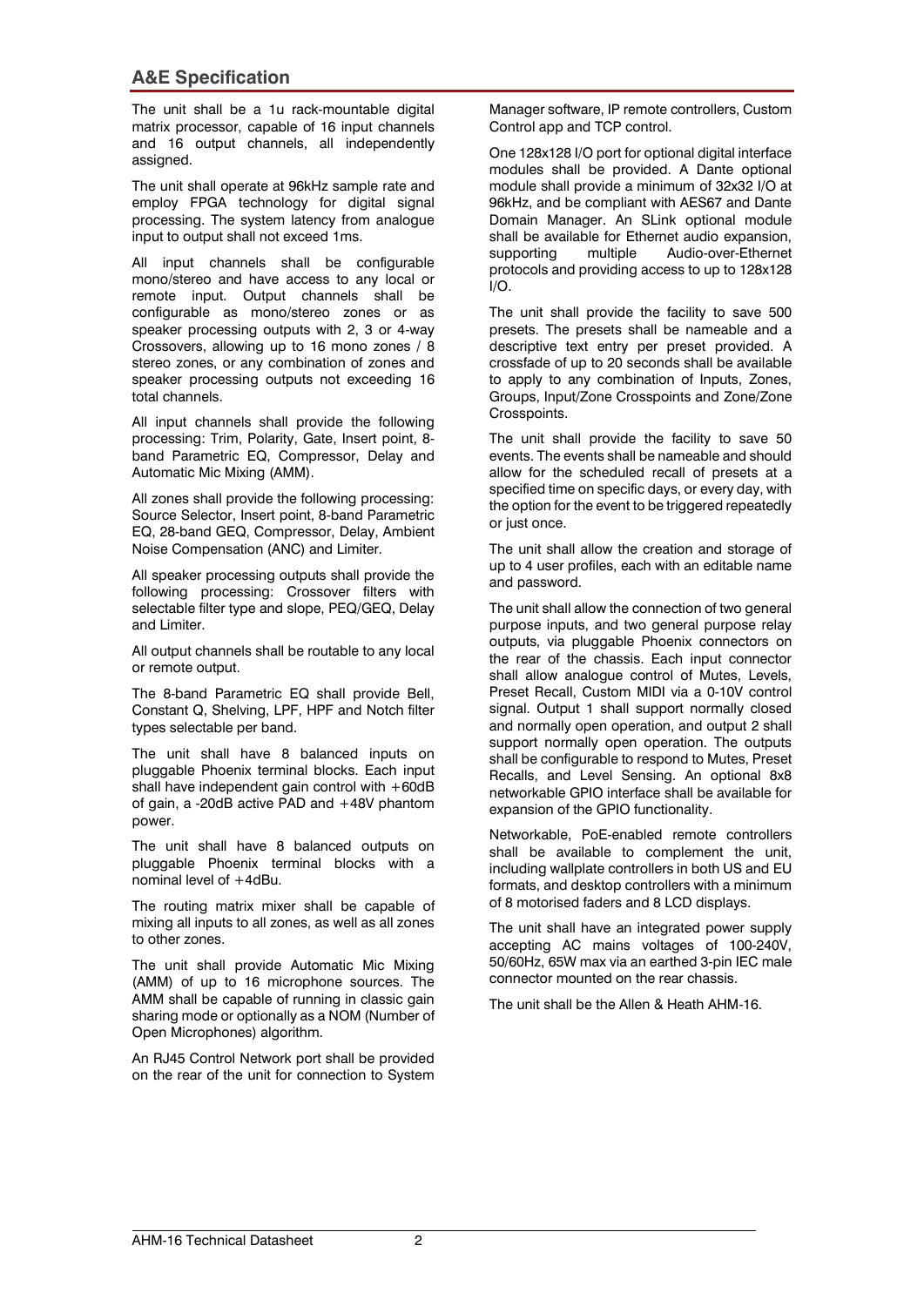## A&E Specification

The unit shall be a 1u rack-mountable digital matrix processor, capable of 16 input channels and 16 output channels, all independently assigned.

The unit shall operate at 96kHz sample rate and employ FPGA technology for digital signal processing. The system latency from analogue input to output shall not exceed 1ms.

All input channels shall be configurable mono/stereo and have access to any local or remote input. Output channels shall be configurable as mono/stereo zones or as speaker processing outputs with 2, 3 or 4-way Crossovers, allowing up to 16 mono zones / 8 stereo zones, or any combination of zones and speaker processing outputs not exceeding 16 total channels.

All input channels shall provide the following processing: Trim, Polarity, Gate, Insert point, 8-band Parametric EQ, Compressor, Delay and Automatic Mic Mixing (AMM).

All zones shall provide the following processing: Source Selector, Insert point, 8-band Parametric EQ, 28-band GEQ, Compressor, Delay, Ambient Noise Compensation (ANC) and Limiter.

All speaker processing outputs shall provide the following processing: Crossover filters with selectable filter type and slope, PEQ/GEQ, Delay and Limiter.

All output channels shall be routable to any local or remote output.

The 8-band Parametric EQ shall provide Bell, Constant Q, Shelving, LPF, HPF and Notch filter types selectable per band.

The unit shall have 8 balanced inputs on pluggable Phoenix terminal blocks. Each input shall have independent gain control with +60dB of gain, a -20dB active PAD and +48V phantom power.

The unit shall have 8 balanced outputs on pluggable Phoenix terminal blocks with a nominal level of +4dBu.

The routing matrix mixer shall be capable of mixing all inputs to all zones, as well as all zones to other zones.

The unit shall provide Automatic Mic Mixing (AMM) of up to 16 microphone sources. The AMM shall be capable of running in classic gain sharing mode or optionally as a NOM (Number of Open Microphones) algorithm.

An RJ45 Control Network port shall be provided on the rear of the unit for connection to System Manager software, IP remote controllers, Custom Control app and TCP control.

One 128x128 I/O port for optional digital interface modules shall be provided. A Dante optional module shall provide a minimum of 32x32 I/O at 96kHz, and be compliant with AES67 and Dante Domain Manager. An SLink optional module shall be available for Ethernet audio expansion, supporting multiple Audio-over-Ethernet protocols and providing access to up to 128x128 I/O.

The unit shall provide the facility to save 500 presets. The presets shall be nameable and a descriptive text entry per preset provided. A crossfade of up to 20 seconds shall be available to apply to any combination of Inputs, Zones, Groups, Input/Zone Crosspoints and Zone/Zone Crosspoints.

The unit shall provide the facility to save 50 events. The events shall be nameable and should allow for the scheduled recall of presets at a specified time on specific days, or every day, with the option for the event to be triggered repeatedly or just once.

The unit shall allow the creation and storage of up to 4 user profiles, each with an editable name and password.

The unit shall allow the connection of two general purpose inputs, and two general purpose relay outputs, via pluggable Phoenix connectors on the rear of the chassis. Each input connector shall allow analogue control of Mutes, Levels, Preset Recall, Custom MIDI via a 0-10V control signal. Output 1 shall support normally closed and normally open operation, and output 2 shall support normally open operation. The outputs shall be configurable to respond to Mutes, Preset Recalls, and Level Sensing. An optional 8x8 networkable GPIO interface shall be available for expansion of the GPIO functionality.

Networkable, PoE-enabled remote controllers shall be available to complement the unit, including wallplate controllers in both US and EU formats, and desktop controllers with a minimum of 8 motorised faders and 8 LCD displays.

The unit shall have an integrated power supply accepting AC mains voltages of 100-240V, 50/60Hz, 65W max via an earthed 3-pin IEC male connector mounted on the rear chassis.

The unit shall be the Allen & Heath AHM-16.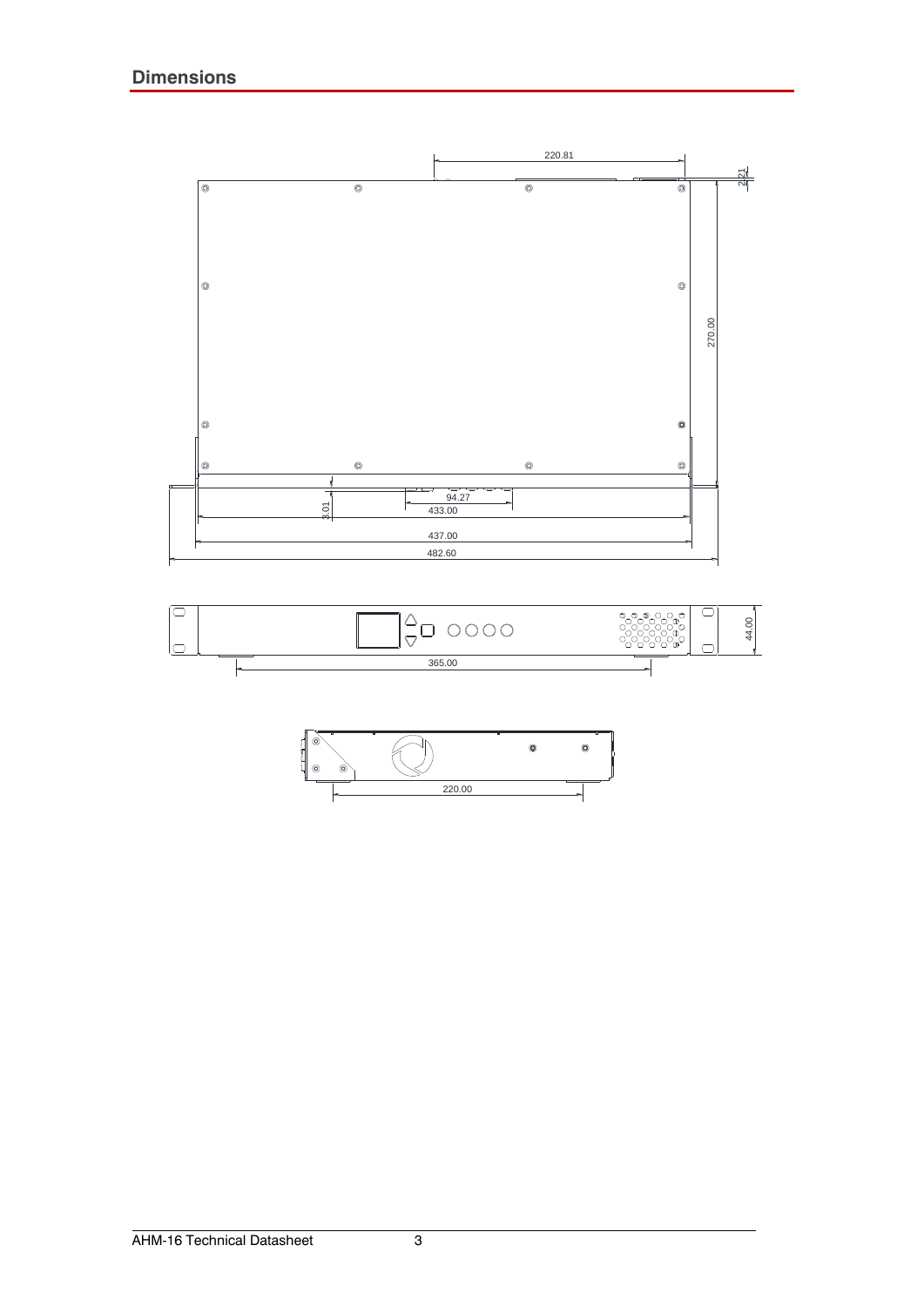# Dimensions

220.81

2.21

270.00

94.27

3.01

433.00

437.00

482.60

44.00

365.00

220.00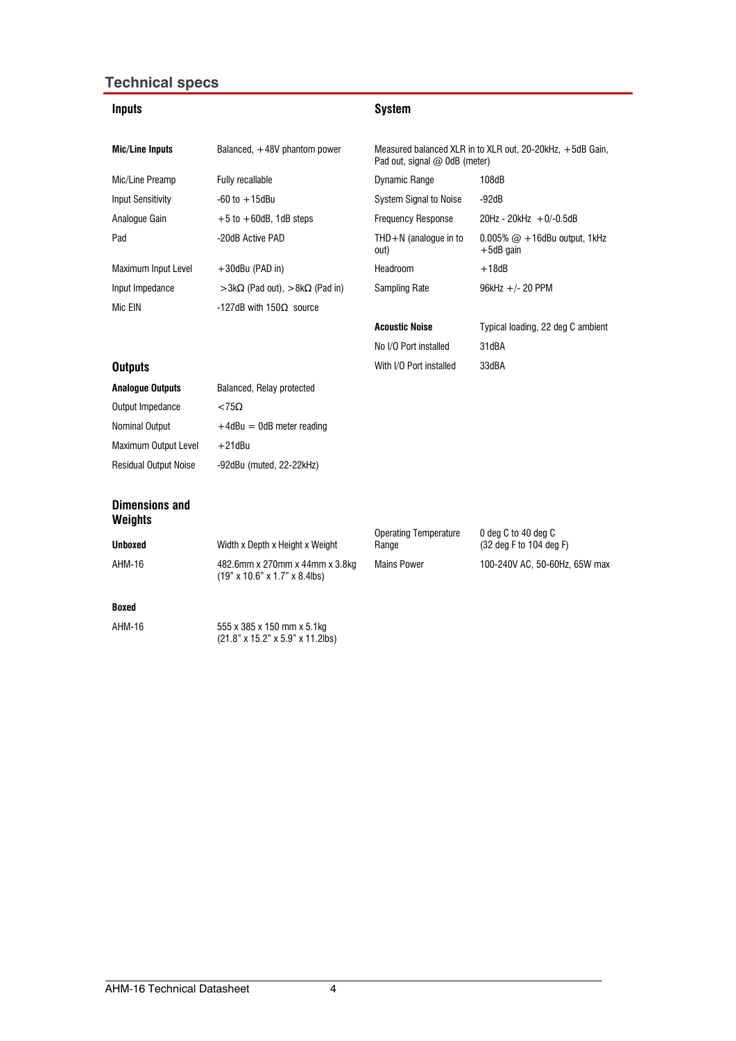## Technical specs

### Inputs

| | |
|---|---|
| **Mic/Line Inputs** | Balanced, +48V phantom power |
| Mic/Line Preamp | Fully recallable |
| Input Sensitivity | -60 to +15dBu |
| Analogue Gain | +5 to +60dB, 1dB steps |
| Pad | -20dB Active PAD |
| Maximum Input Level | +30dBu (PAD in) |
| Input Impedance | >3kΩ (Pad out), >8kΩ (Pad in) |
| Mic EIN | -127dB with 150Ω source |

### Outputs

| | |
|---|---|
| **Analogue Outputs** | Balanced, Relay protected |
| Output Impedance | <75Ω |
| Nominal Output | +4dBu = 0dB meter reading |
| Maximum Output Level | +21dBu |
| Residual Output Noise | -92dBu (muted, 22-22kHz) |

### System

Measured balanced XLR in to XLR out, 20-20kHz, +5dB Gain, Pad out, signal @ 0dB (meter)

| | |
|---|---|
| Dynamic Range | 108dB |
| System Signal to Noise | -92dB |
| Frequency Response | 20Hz - 20kHz +0/-0.5dB |
| THD+N (analogue in to out) | 0.005% @ +16dBu output, 1kHz +5dB gain |
| Headroom | +18dB |
| Sampling Rate | 96kHz +/- 20 PPM |

| | |
|---|---|
| **Acoustic Noise** | Typical loading, 22 deg C ambient |
| No I/O Port installed | 31dBA |
| With I/O Port installed | 33dBA |

### Dimensions and Weights

| | |
|---|---|
| **Unboxed** | Width x Depth x Height x Weight |
| AHM-16 | 482.6mm x 270mm x 44mm x 3.8kg (19" x 10.6" x 1.7" x 8.4lbs) |
| **Boxed** | |
| AHM-16 | 555 x 385 x 150 mm x 5.1kg (21.8" x 15.2" x 5.9" x 11.2lbs) |

| | |
|---|---|
| Operating Temperature Range | 0 deg C to 40 deg C (32 deg F to 104 deg F) |
| Mains Power | 100-240V AC, 50-60Hz, 65W max |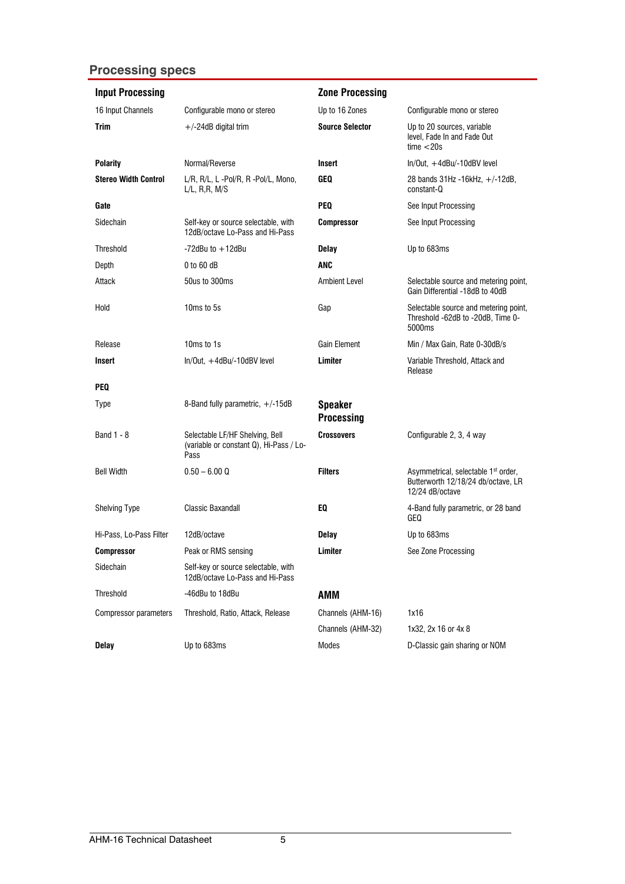## Processing specs

### Input Processing

| | |
|---|---|
| 16 Input Channels | Configurable mono or stereo |
| **Trim** | +/-24dB digital trim |
| **Polarity** | Normal/Reverse |
| **Stereo Width Control** | L/R, R/L, L -Pol/R, R -Pol/L, Mono, L/L, R,R, M/S |
| **Gate** | |
| Sidechain | Self-key or source selectable, with 12dB/octave Lo-Pass and Hi-Pass |
| Threshold | -72dBu to +12dBu |
| Depth | 0 to 60 dB |
| Attack | 50us to 300ms |
| Hold | 10ms to 5s |
| Release | 10ms to 1s |
| **Insert** | In/Out, +4dBu/-10dBV level |
| **PEQ** | |
| Type | 8-Band fully parametric, +/-15dB |
| Band 1 - 8 | Selectable LF/HF Shelving, Bell (variable or constant Q), Hi-Pass / Lo-Pass |
| Bell Width | 0.50 – 6.00 Q |
| Shelving Type | Classic Baxandall |
| Hi-Pass, Lo-Pass Filter | 12dB/octave |
| **Compressor** | Peak or RMS sensing |
| Sidechain | Self-key or source selectable, with 12dB/octave Lo-Pass and Hi-Pass |
| Threshold | -46dBu to 18dBu |
| Compressor parameters | Threshold, Ratio, Attack, Release |
| **Delay** | Up to 683ms |

### Zone Processing

| | |
|---|---|
| Up to 16 Zones | Configurable mono or stereo |
| **Source Selector** | Up to 20 sources, variable level, Fade In and Fade Out time <20s |
| **Insert** | In/Out, +4dBu/-10dBV level |
| **GEQ** | 28 bands 31Hz -16kHz, +/-12dB, constant-Q |
| **PEQ** | See Input Processing |
| **Compressor** | See Input Processing |
| **Delay** | Up to 683ms |
| **ANC** | |
| Ambient Level | Selectable source and metering point, Gain Differential -18dB to 40dB |
| Gap | Selectable source and metering point, Threshold -62dB to -20dB, Time 0-5000ms |
| Gain Element | Min / Max Gain, Rate 0-30dB/s |
| **Limiter** | Variable Threshold, Attack and Release |

### Speaker Processing

| | |
|---|---|
| **Crossovers** | Configurable 2, 3, 4 way |
| **Filters** | Asymmetrical, selectable 1st order, Butterworth 12/18/24 db/octave, LR 12/24 dB/octave |
| **EQ** | 4-Band fully parametric, or 28 band GEQ |
| **Delay** | Up to 683ms |
| **Limiter** | See Zone Processing |

### AMM

| | |
|---|---|
| Channels (AHM-16) | 1x16 |
| Channels (AHM-32) | 1x32, 2x 16 or 4x 8 |
| Modes | D-Classic gain sharing or NOM |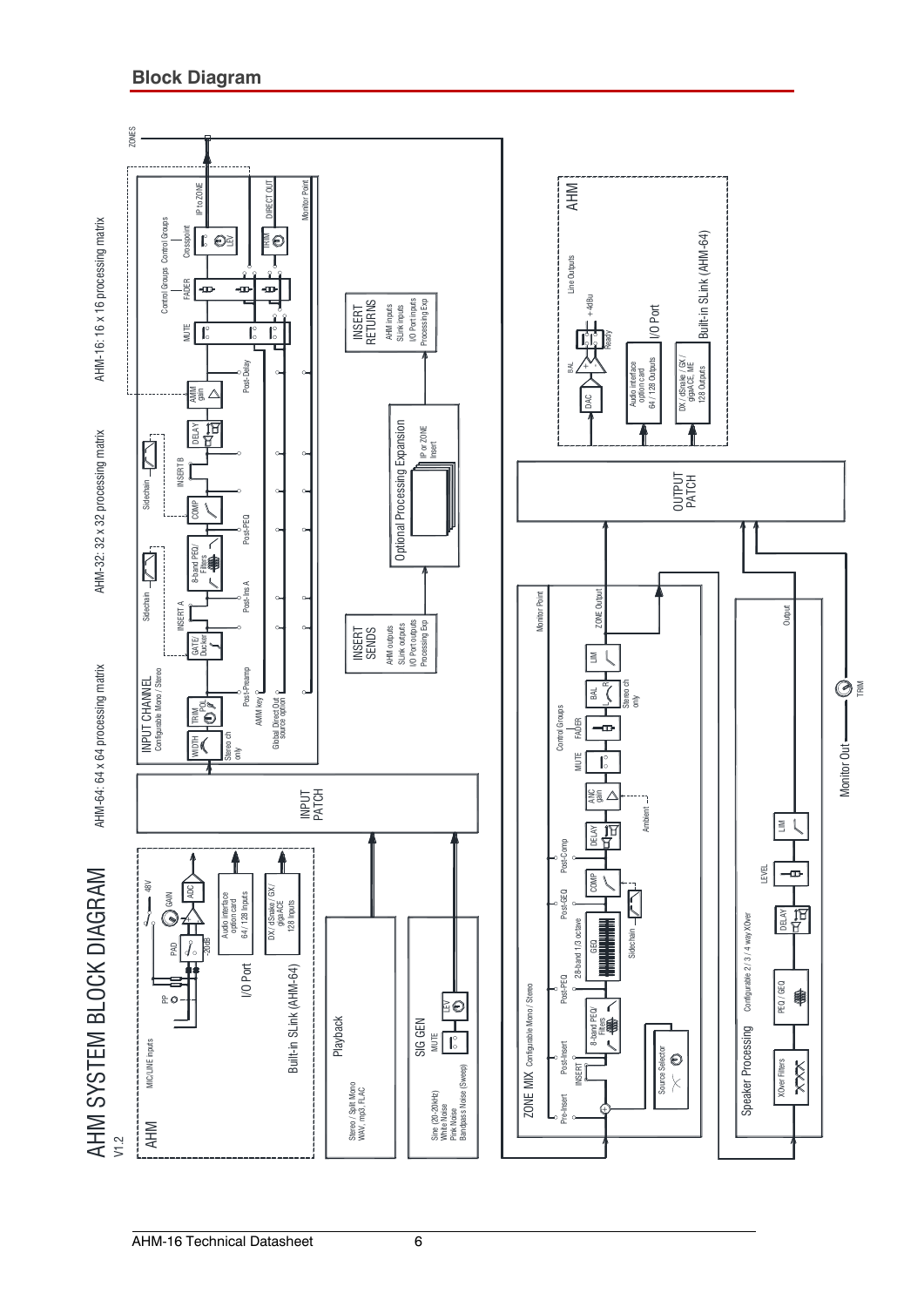## Block Diagram

AHM SYSTEM BLOCK DIAGRAM

V1.2

AHM-64: 64 x 64 processing matrix

AHM-32: 32 x 32 processing matrix

AHM-16: 16 x 16 processing matrix

AHM

MIC/LINE inputs

PP

PAD

-20dB

GAIN

48V

ADC

Audio interface option card 64 / 128 inputs

DX / dSnake / GX / gigaACE 128 inputs

I/O Port

Built-in SLink (AHM-64)

Playback

Stereo / Split Mono WAV, mp3, FLAC

SIG GEN

MUTE

LEV

Sine (20-20kHz) White Noise Pink Noise Bandpass Noise (Sweep)

INPUT PATCH

INPUT CHANNEL Configurable Mono / Stereo

WIDTH

Stereo ch only

TRIM POL

Post-Preamp

AMM key

Global Direct Out source option

GATE/ Ducker

INSERT A

Sidechain

Post-Ins A

8-band PEQ/ Filters

Post-PEQ

COMP

INSERT B

Sidechain

DELAY

AMM gain

Post-Delay

MUTE

Control Groups FADER

Control Groups Crosspoint

LEV

IP to ZONE

TRIM

DIRECT OUT

Monitor Point

ZONES

INSERT SENDS

AHM outputs SLink outputs I/O Port outputs Processing Exp

Optional Processing Expansion

IP or ZONE Insert

INSERT RETURNS

AHM inputs SLink inputs I/O Port inputs Processing Exp

ZONE MIX Configurable Mono / Stereo

Pre-Insert

Post-Insert

INSERT

8-band PEQ/ Filters

Post-PEQ

GEQ 28-band 1/3 octave

Post-GEQ

Sidechain

COMP

Post-Comp

DELAY

ANC gain

Ambient

MUTE

Control Groups FADER

BAL L R

Stereo ch only

LIM

ZONE Output

Monitor Point

Source Selector

Speaker Processing Configurable 2 / 3 / 4 way XOver

XOver Filters

PEQ / GEQ

DELAY

LEVEL

LIM

Output

Monitor Out

TRIM

OUTPUT PATCH

AHM

DAC

BAL

+4dBu

Ready

Line Outputs

Audio interface option card 64 / 128 Outputs

DX / dSnake / GX / gigaACE, ME 128 Outputs

I/O Port

Built-in SLink (AHM-64)